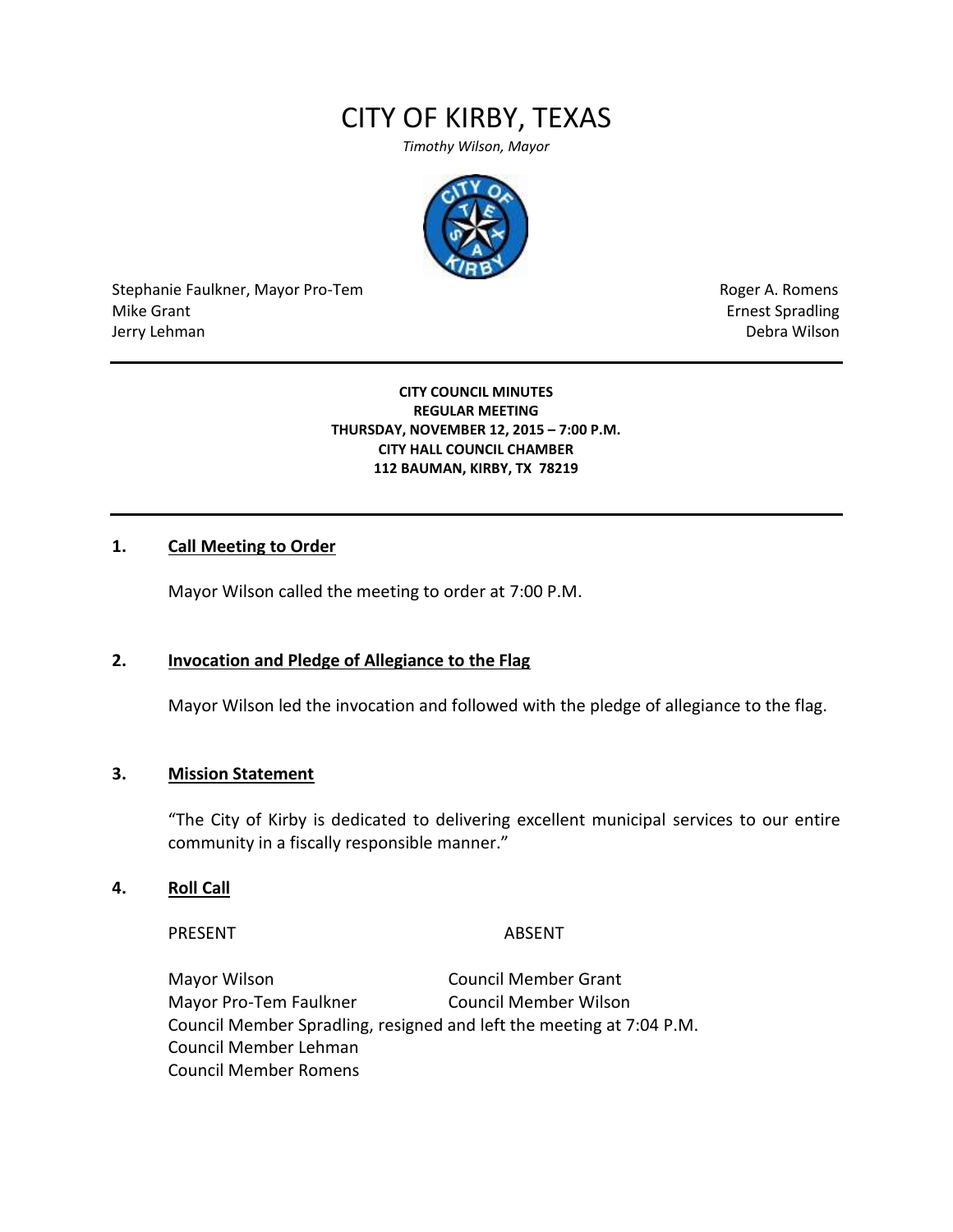# CITY OF KIRBY, TEXAS

*Timothy Wilson, Mayor*

Stephanie Faulkner, Mayor Pro-Tem
Mike Grant
Jerry Lehman

Roger A. Romens
Ernest Spradling
Debra Wilson

---

**CITY COUNCIL MINUTES**
**REGULAR MEETING**
**THURSDAY, NOVEMBER 12, 2015 – 7:00 P.M.**
**CITY HALL COUNCIL CHAMBER**
**112 BAUMAN, KIRBY, TX 78219**

---

## 1. Call Meeting to Order

Mayor Wilson called the meeting to order at 7:00 P.M.

## 2. Invocation and Pledge of Allegiance to the Flag

Mayor Wilson led the invocation and followed with the pledge of allegiance to the flag.

## 3. Mission Statement

"The City of Kirby is dedicated to delivering excellent municipal services to our entire community in a fiscally responsible manner."

## 4. Roll Call

| PRESENT | ABSENT |
|---|---|
| Mayor Wilson | Council Member Grant |
| Mayor Pro-Tem Faulkner | Council Member Wilson |
| Council Member Spradling, resigned and left the meeting at 7:04 P.M. | |
| Council Member Lehman | |
| Council Member Romens | |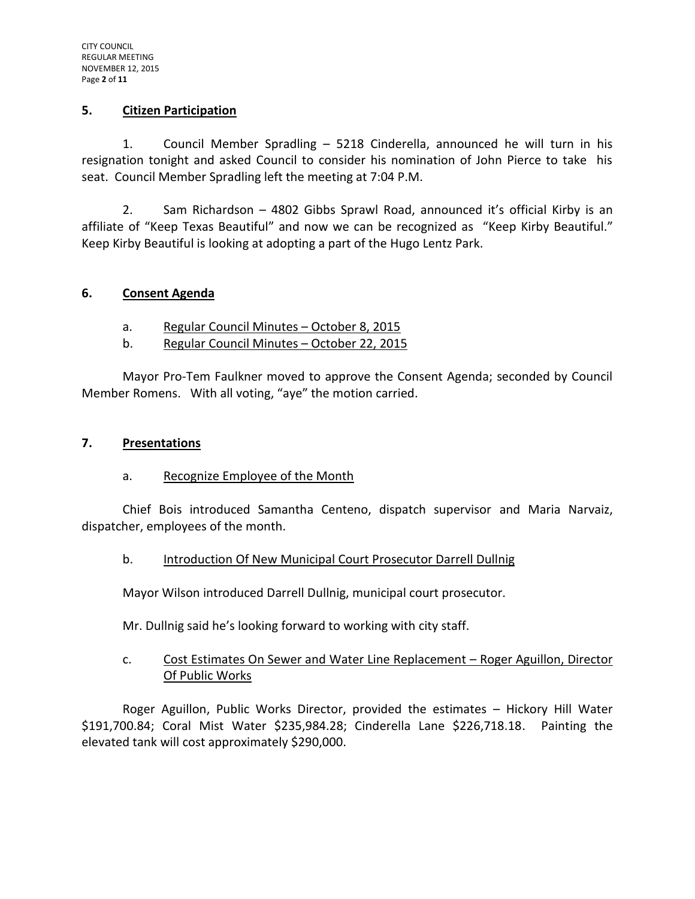## 5. Citizen Participation

1. Council Member Spradling – 5218 Cinderella, announced he will turn in his resignation tonight and asked Council to consider his nomination of John Pierce to take his seat. Council Member Spradling left the meeting at 7:04 P.M.

2. Sam Richardson – 4802 Gibbs Sprawl Road, announced it's official Kirby is an affiliate of "Keep Texas Beautiful" and now we can be recognized as "Keep Kirby Beautiful." Keep Kirby Beautiful is looking at adopting a part of the Hugo Lentz Park.

## 6. Consent Agenda

a. Regular Council Minutes – October 8, 2015

b. Regular Council Minutes – October 22, 2015

Mayor Pro-Tem Faulkner moved to approve the Consent Agenda; seconded by Council Member Romens. With all voting, "aye" the motion carried.

## 7. Presentations

### a. Recognize Employee of the Month

Chief Bois introduced Samantha Centeno, dispatch supervisor and Maria Narvaiz, dispatcher, employees of the month.

### b. Introduction Of New Municipal Court Prosecutor Darrell Dullnig

Mayor Wilson introduced Darrell Dullnig, municipal court prosecutor.

Mr. Dullnig said he's looking forward to working with city staff.

### c. Cost Estimates On Sewer and Water Line Replacement – Roger Aguillon, Director Of Public Works

Roger Aguillon, Public Works Director, provided the estimates – Hickory Hill Water $191,700.84; Coral Mist Water $235,984.28; Cinderella Lane $226,718.18. Painting the elevated tank will cost approximately $290,000.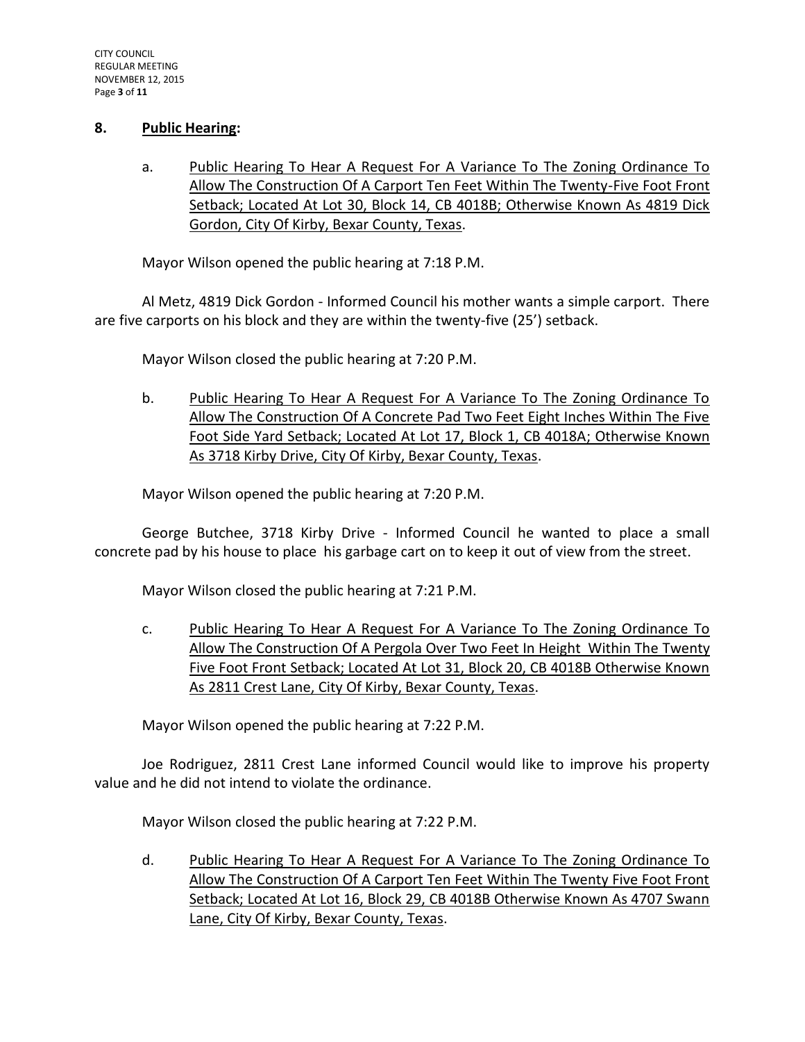## 8. Public Hearing:

a. Public Hearing To Hear A Request For A Variance To The Zoning Ordinance To Allow The Construction Of A Carport Ten Feet Within The Twenty-Five Foot Front Setback; Located At Lot 30, Block 14, CB 4018B; Otherwise Known As 4819 Dick Gordon, City Of Kirby, Bexar County, Texas.

Mayor Wilson opened the public hearing at 7:18 P.M.

Al Metz, 4819 Dick Gordon - Informed Council his mother wants a simple carport. There are five carports on his block and they are within the twenty-five (25') setback.

Mayor Wilson closed the public hearing at 7:20 P.M.

b. Public Hearing To Hear A Request For A Variance To The Zoning Ordinance To Allow The Construction Of A Concrete Pad Two Feet Eight Inches Within The Five Foot Side Yard Setback; Located At Lot 17, Block 1, CB 4018A; Otherwise Known As 3718 Kirby Drive, City Of Kirby, Bexar County, Texas.

Mayor Wilson opened the public hearing at 7:20 P.M.

George Butchee, 3718 Kirby Drive - Informed Council he wanted to place a small concrete pad by his house to place his garbage cart on to keep it out of view from the street.

Mayor Wilson closed the public hearing at 7:21 P.M.

c. Public Hearing To Hear A Request For A Variance To The Zoning Ordinance To Allow The Construction Of A Pergola Over Two Feet In Height Within The Twenty Five Foot Front Setback; Located At Lot 31, Block 20, CB 4018B Otherwise Known As 2811 Crest Lane, City Of Kirby, Bexar County, Texas.

Mayor Wilson opened the public hearing at 7:22 P.M.

Joe Rodriguez, 2811 Crest Lane informed Council would like to improve his property value and he did not intend to violate the ordinance.

Mayor Wilson closed the public hearing at 7:22 P.M.

d. Public Hearing To Hear A Request For A Variance To The Zoning Ordinance To Allow The Construction Of A Carport Ten Feet Within The Twenty Five Foot Front Setback; Located At Lot 16, Block 29, CB 4018B Otherwise Known As 4707 Swann Lane, City Of Kirby, Bexar County, Texas.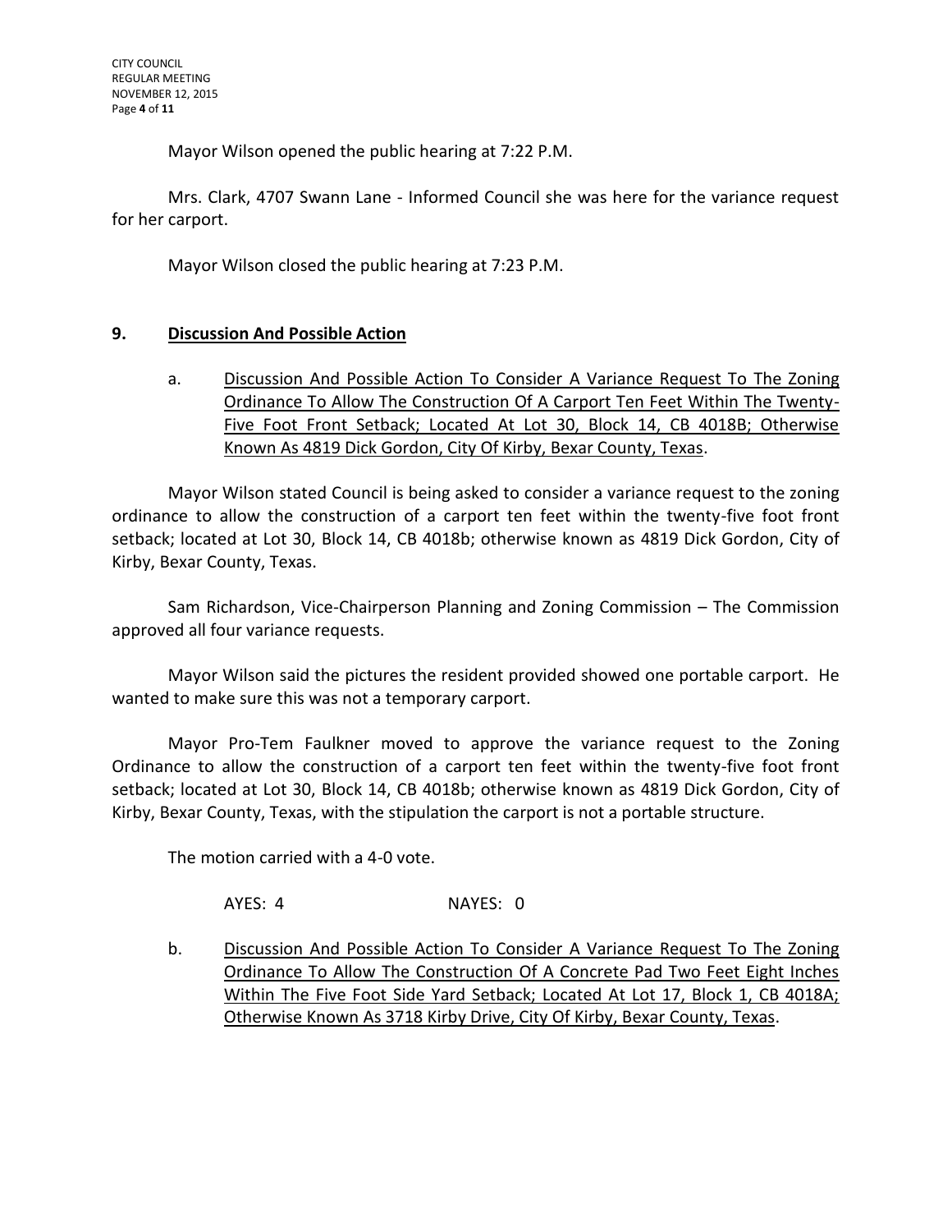Mayor Wilson opened the public hearing at 7:22 P.M.

Mrs. Clark, 4707 Swann Lane - Informed Council she was here for the variance request for her carport.

Mayor Wilson closed the public hearing at 7:23 P.M.

## 9. Discussion And Possible Action

a. Discussion And Possible Action To Consider A Variance Request To The Zoning Ordinance To Allow The Construction Of A Carport Ten Feet Within The Twenty-Five Foot Front Setback; Located At Lot 30, Block 14, CB 4018B; Otherwise Known As 4819 Dick Gordon, City Of Kirby, Bexar County, Texas.

Mayor Wilson stated Council is being asked to consider a variance request to the zoning ordinance to allow the construction of a carport ten feet within the twenty-five foot front setback; located at Lot 30, Block 14, CB 4018b; otherwise known as 4819 Dick Gordon, City of Kirby, Bexar County, Texas.

Sam Richardson, Vice-Chairperson Planning and Zoning Commission – The Commission approved all four variance requests.

Mayor Wilson said the pictures the resident provided showed one portable carport. He wanted to make sure this was not a temporary carport.

Mayor Pro-Tem Faulkner moved to approve the variance request to the Zoning Ordinance to allow the construction of a carport ten feet within the twenty-five foot front setback; located at Lot 30, Block 14, CB 4018b; otherwise known as 4819 Dick Gordon, City of Kirby, Bexar County, Texas, with the stipulation the carport is not a portable structure.

The motion carried with a 4-0 vote.

AYES: 4 NAYES: 0

b. Discussion And Possible Action To Consider A Variance Request To The Zoning Ordinance To Allow The Construction Of A Concrete Pad Two Feet Eight Inches Within The Five Foot Side Yard Setback; Located At Lot 17, Block 1, CB 4018A; Otherwise Known As 3718 Kirby Drive, City Of Kirby, Bexar County, Texas.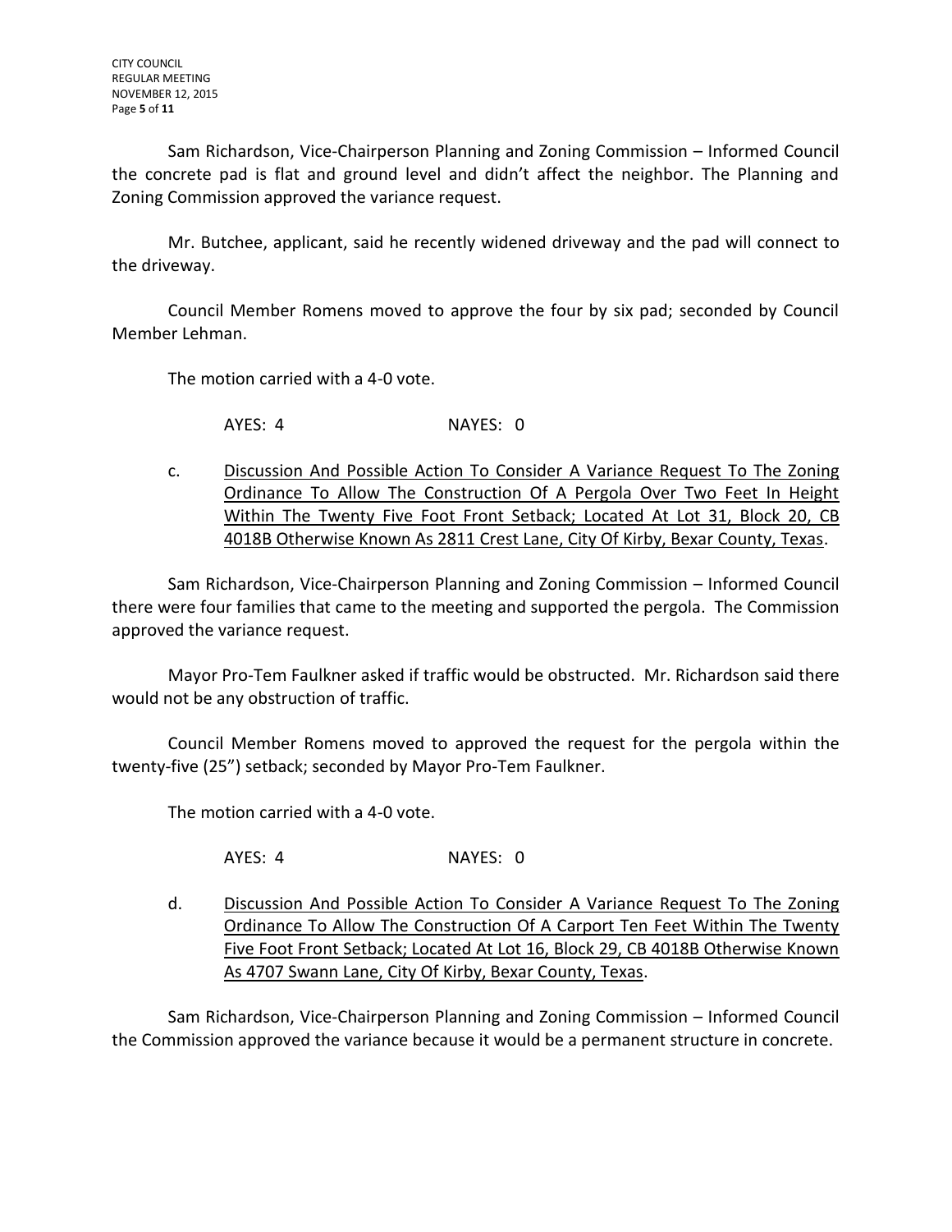Sam Richardson, Vice-Chairperson Planning and Zoning Commission – Informed Council the concrete pad is flat and ground level and didn't affect the neighbor. The Planning and Zoning Commission approved the variance request.

Mr. Butchee, applicant, said he recently widened driveway and the pad will connect to the driveway.

Council Member Romens moved to approve the four by six pad; seconded by Council Member Lehman.

The motion carried with a 4-0 vote.

AYES: 4 NAYES: 0

c. <u>Discussion And Possible Action To Consider A Variance Request To The Zoning Ordinance To Allow The Construction Of A Pergola Over Two Feet In Height Within The Twenty Five Foot Front Setback; Located At Lot 31, Block 20, CB 4018B Otherwise Known As 2811 Crest Lane, City Of Kirby, Bexar County, Texas</u>.

Sam Richardson, Vice-Chairperson Planning and Zoning Commission – Informed Council there were four families that came to the meeting and supported the pergola. The Commission approved the variance request.

Mayor Pro-Tem Faulkner asked if traffic would be obstructed. Mr. Richardson said there would not be any obstruction of traffic.

Council Member Romens moved to approved the request for the pergola within the twenty-five (25") setback; seconded by Mayor Pro-Tem Faulkner.

The motion carried with a 4-0 vote.

AYES: 4 NAYES: 0

d. <u>Discussion And Possible Action To Consider A Variance Request To The Zoning Ordinance To Allow The Construction Of A Carport Ten Feet Within The Twenty Five Foot Front Setback; Located At Lot 16, Block 29, CB 4018B Otherwise Known As 4707 Swann Lane, City Of Kirby, Bexar County, Texas</u>.

Sam Richardson, Vice-Chairperson Planning and Zoning Commission – Informed Council the Commission approved the variance because it would be a permanent structure in concrete.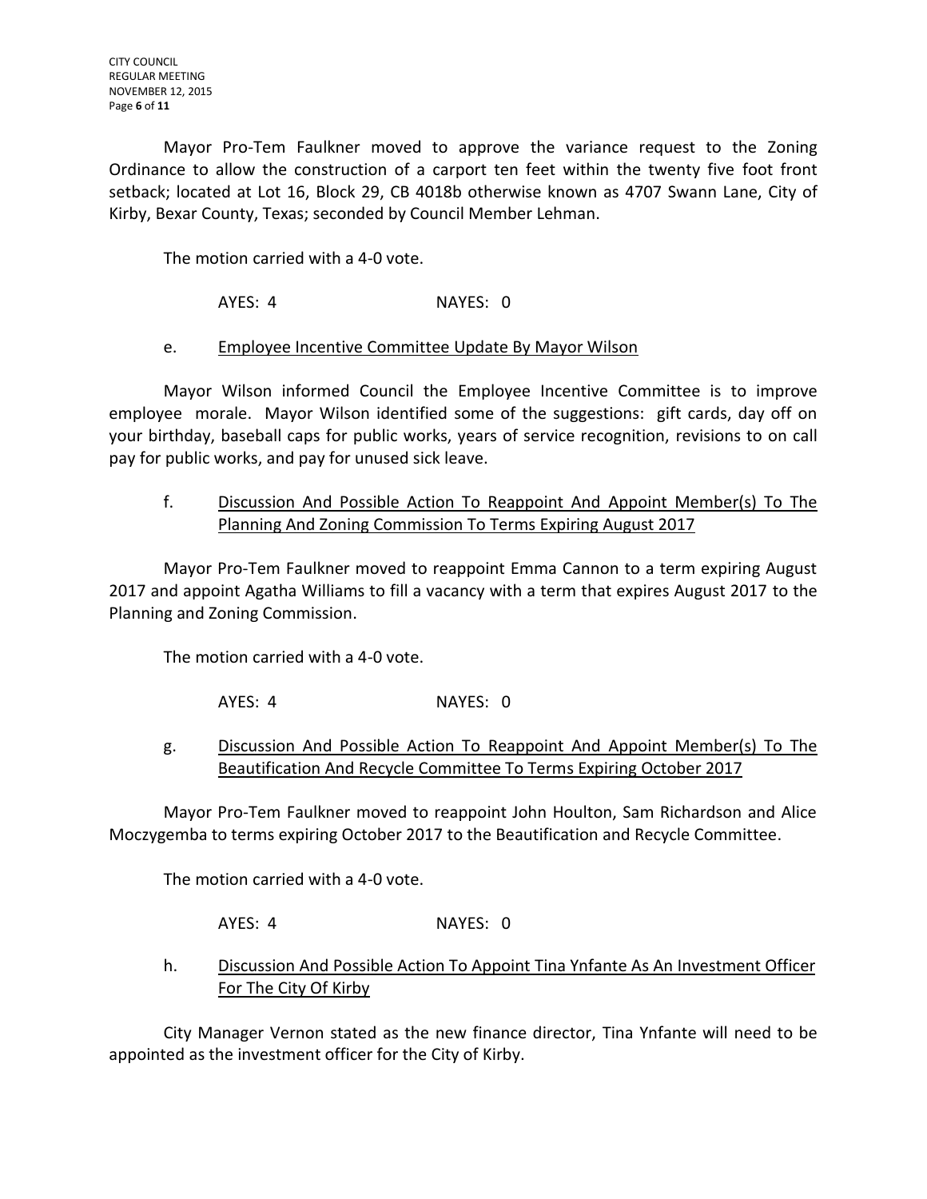Mayor Pro-Tem Faulkner moved to approve the variance request to the Zoning Ordinance to allow the construction of a carport ten feet within the twenty five foot front setback; located at Lot 16, Block 29, CB 4018b otherwise known as 4707 Swann Lane, City of Kirby, Bexar County, Texas; seconded by Council Member Lehman.

The motion carried with a 4-0 vote.

AYES: 4 NAYES: 0

e. Employee Incentive Committee Update By Mayor Wilson

Mayor Wilson informed Council the Employee Incentive Committee is to improve employee morale. Mayor Wilson identified some of the suggestions: gift cards, day off on your birthday, baseball caps for public works, years of service recognition, revisions to on call pay for public works, and pay for unused sick leave.

f. Discussion And Possible Action To Reappoint And Appoint Member(s) To The Planning And Zoning Commission To Terms Expiring August 2017

Mayor Pro-Tem Faulkner moved to reappoint Emma Cannon to a term expiring August 2017 and appoint Agatha Williams to fill a vacancy with a term that expires August 2017 to the Planning and Zoning Commission.

The motion carried with a 4-0 vote.

AYES: 4 NAYES: 0

g. Discussion And Possible Action To Reappoint And Appoint Member(s) To The Beautification And Recycle Committee To Terms Expiring October 2017

Mayor Pro-Tem Faulkner moved to reappoint John Houlton, Sam Richardson and Alice Moczygemba to terms expiring October 2017 to the Beautification and Recycle Committee.

The motion carried with a 4-0 vote.

AYES: 4 NAYES: 0

h. Discussion And Possible Action To Appoint Tina Ynfante As An Investment Officer For The City Of Kirby

City Manager Vernon stated as the new finance director, Tina Ynfante will need to be appointed as the investment officer for the City of Kirby.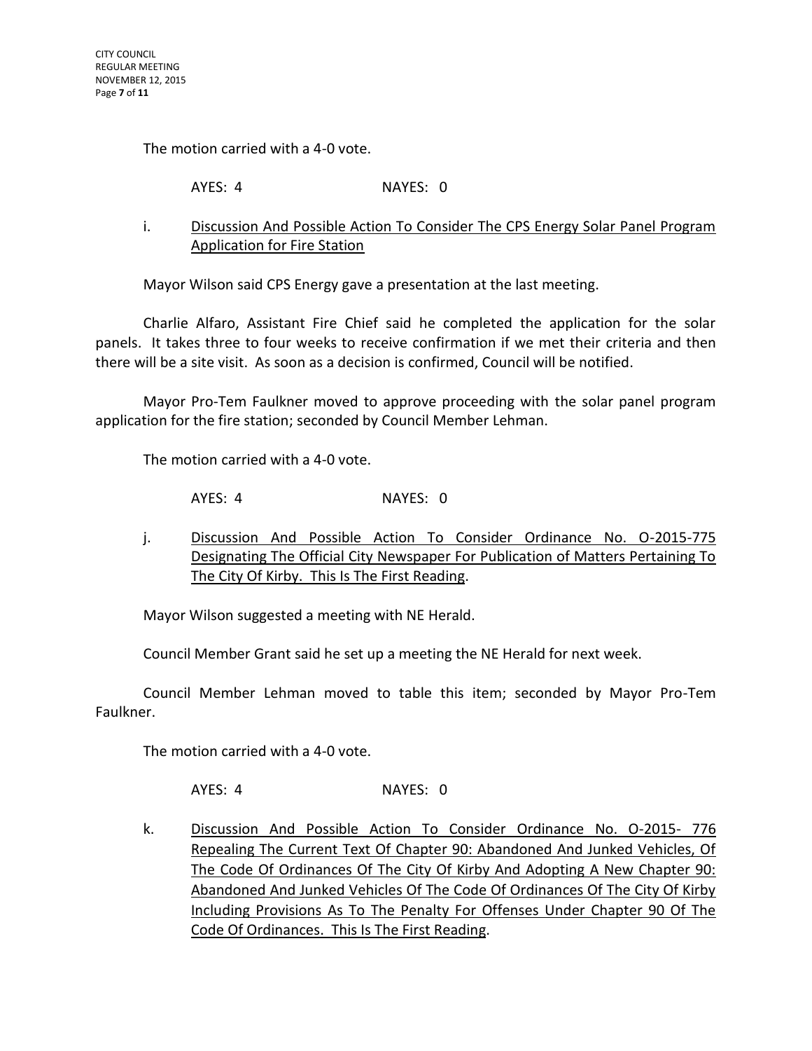The motion carried with a 4-0 vote.

AYES: 4 NAYES: 0

i. Discussion And Possible Action To Consider The CPS Energy Solar Panel Program Application for Fire Station

Mayor Wilson said CPS Energy gave a presentation at the last meeting.

Charlie Alfaro, Assistant Fire Chief said he completed the application for the solar panels. It takes three to four weeks to receive confirmation if we met their criteria and then there will be a site visit. As soon as a decision is confirmed, Council will be notified.

Mayor Pro-Tem Faulkner moved to approve proceeding with the solar panel program application for the fire station; seconded by Council Member Lehman.

The motion carried with a 4-0 vote.

AYES: 4 NAYES: 0

j. Discussion And Possible Action To Consider Ordinance No. O-2015-775 Designating The Official City Newspaper For Publication of Matters Pertaining To The City Of Kirby. This Is The First Reading.

Mayor Wilson suggested a meeting with NE Herald.

Council Member Grant said he set up a meeting the NE Herald for next week.

Council Member Lehman moved to table this item; seconded by Mayor Pro-Tem Faulkner.

The motion carried with a 4-0 vote.

AYES: 4 NAYES: 0

k. Discussion And Possible Action To Consider Ordinance No. O-2015- 776 Repealing The Current Text Of Chapter 90: Abandoned And Junked Vehicles, Of The Code Of Ordinances Of The City Of Kirby And Adopting A New Chapter 90: Abandoned And Junked Vehicles Of The Code Of Ordinances Of The City Of Kirby Including Provisions As To The Penalty For Offenses Under Chapter 90 Of The Code Of Ordinances. This Is The First Reading.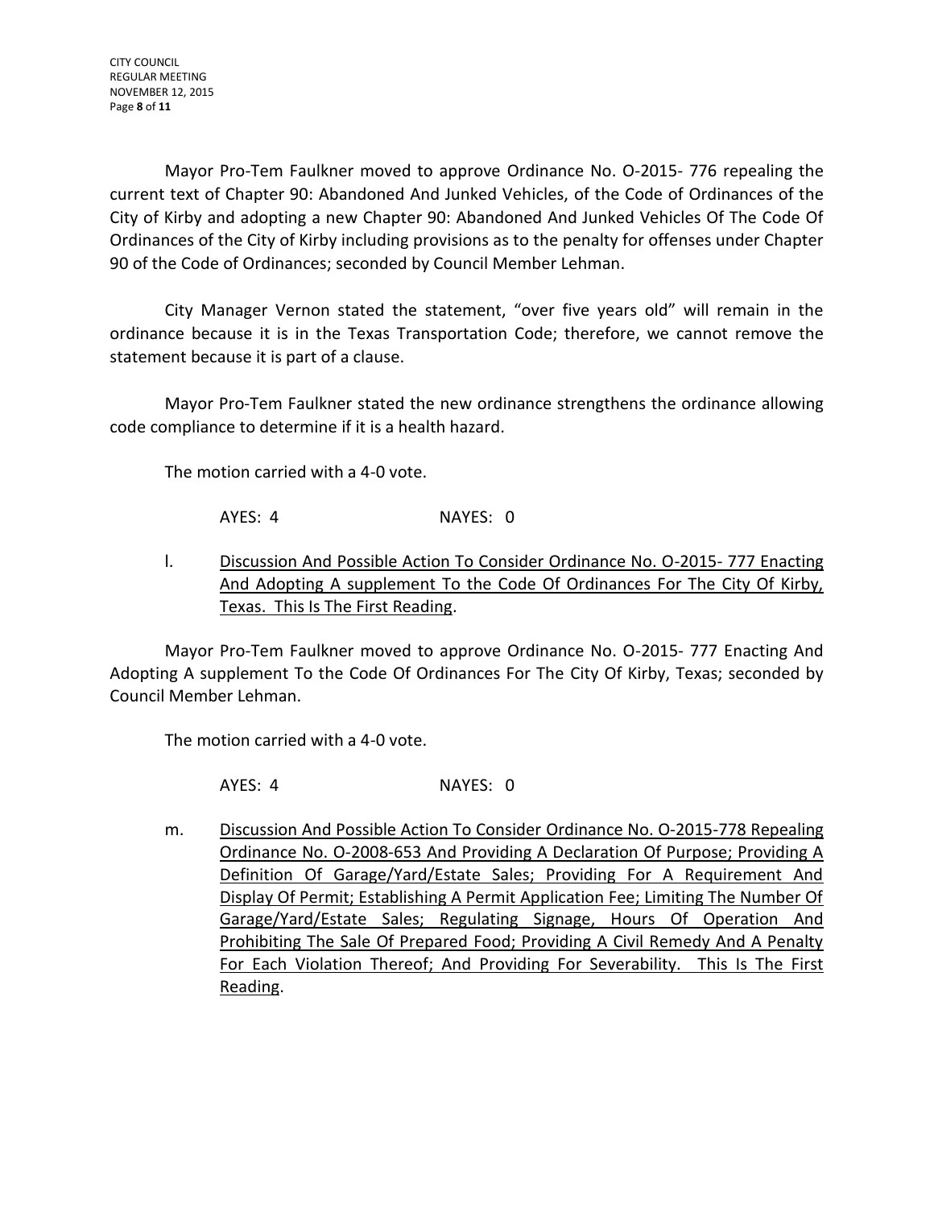Mayor Pro-Tem Faulkner moved to approve Ordinance No. O-2015- 776 repealing the current text of Chapter 90: Abandoned And Junked Vehicles, of the Code of Ordinances of the City of Kirby and adopting a new Chapter 90: Abandoned And Junked Vehicles Of The Code Of Ordinances of the City of Kirby including provisions as to the penalty for offenses under Chapter 90 of the Code of Ordinances; seconded by Council Member Lehman.

City Manager Vernon stated the statement, "over five years old" will remain in the ordinance because it is in the Texas Transportation Code; therefore, we cannot remove the statement because it is part of a clause.

Mayor Pro-Tem Faulkner stated the new ordinance strengthens the ordinance allowing code compliance to determine if it is a health hazard.

The motion carried with a 4-0 vote.

AYES: 4 NAYES: 0

l. <u>Discussion And Possible Action To Consider Ordinance No. O-2015- 777 Enacting And Adopting A supplement To the Code Of Ordinances For The City Of Kirby, Texas. This Is The First Reading</u>.

Mayor Pro-Tem Faulkner moved to approve Ordinance No. O-2015- 777 Enacting And Adopting A supplement To the Code Of Ordinances For The City Of Kirby, Texas; seconded by Council Member Lehman.

The motion carried with a 4-0 vote.

AYES: 4 NAYES: 0

m. <u>Discussion And Possible Action To Consider Ordinance No. O-2015-778 Repealing Ordinance No. O-2008-653 And Providing A Declaration Of Purpose; Providing A Definition Of Garage/Yard/Estate Sales; Providing For A Requirement And Display Of Permit; Establishing A Permit Application Fee; Limiting The Number Of Garage/Yard/Estate Sales; Regulating Signage, Hours Of Operation And Prohibiting The Sale Of Prepared Food; Providing A Civil Remedy And A Penalty For Each Violation Thereof; And Providing For Severability. This Is The First Reading</u>.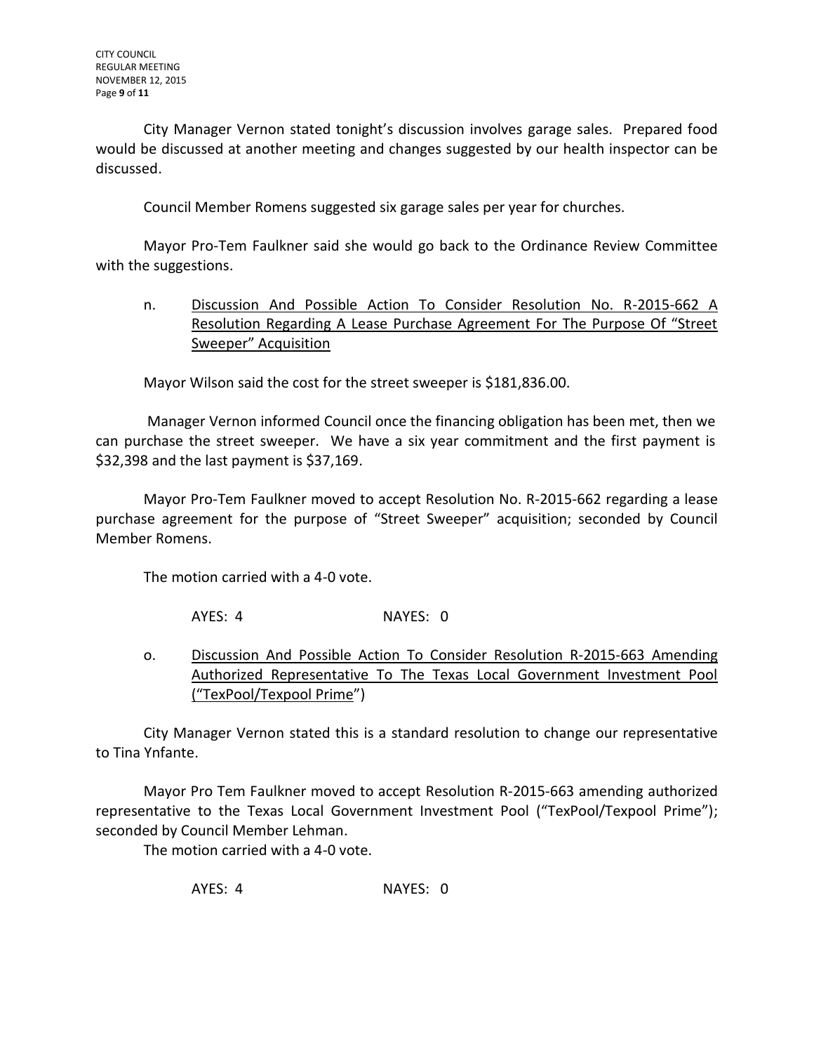City Manager Vernon stated tonight's discussion involves garage sales. Prepared food would be discussed at another meeting and changes suggested by our health inspector can be discussed.

Council Member Romens suggested six garage sales per year for churches.

Mayor Pro-Tem Faulkner said she would go back to the Ordinance Review Committee with the suggestions.

n. <u>Discussion And Possible Action To Consider Resolution No. R-2015-662 A Resolution Regarding A Lease Purchase Agreement For The Purpose Of "Street Sweeper" Acquisition</u>

Mayor Wilson said the cost for the street sweeper is $181,836.00.

Manager Vernon informed Council once the financing obligation has been met, then we can purchase the street sweeper. We have a six year commitment and the first payment is $32,398 and the last payment is $37,169.

Mayor Pro-Tem Faulkner moved to accept Resolution No. R-2015-662 regarding a lease purchase agreement for the purpose of "Street Sweeper" acquisition; seconded by Council Member Romens.

The motion carried with a 4-0 vote.

AYES: 4 NAYES: 0

o. <u>Discussion And Possible Action To Consider Resolution R-2015-663 Amending Authorized Representative To The Texas Local Government Investment Pool ("TexPool/Texpool Prime")</u>

City Manager Vernon stated this is a standard resolution to change our representative to Tina Ynfante.

Mayor Pro Tem Faulkner moved to accept Resolution R-2015-663 amending authorized representative to the Texas Local Government Investment Pool ("TexPool/Texpool Prime"); seconded by Council Member Lehman.

The motion carried with a 4-0 vote.

AYES: 4 NAYES: 0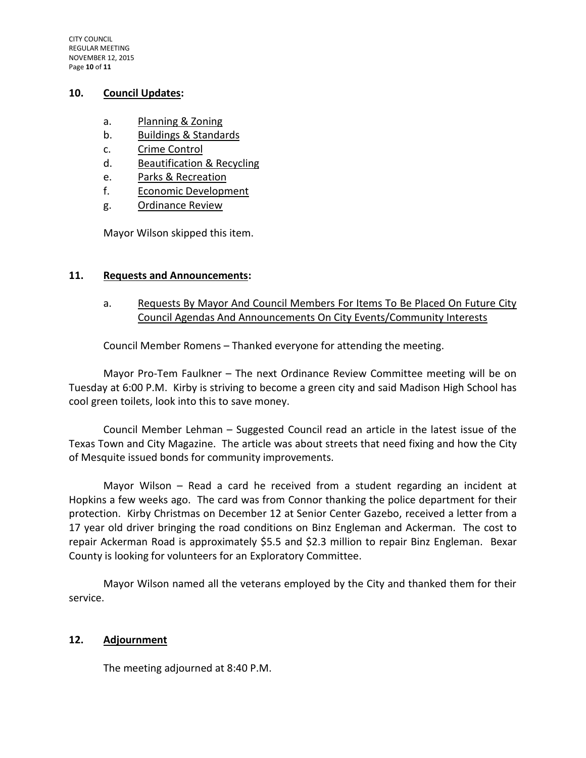## 10. Council Updates:

a. Planning & Zoning
b. Buildings & Standards
c. Crime Control
d. Beautification & Recycling
e. Parks & Recreation
f. Economic Development
g. Ordinance Review

Mayor Wilson skipped this item.

## 11. Requests and Announcements:

a. Requests By Mayor And Council Members For Items To Be Placed On Future City Council Agendas And Announcements On City Events/Community Interests

Council Member Romens – Thanked everyone for attending the meeting.

Mayor Pro-Tem Faulkner – The next Ordinance Review Committee meeting will be on Tuesday at 6:00 P.M. Kirby is striving to become a green city and said Madison High School has cool green toilets, look into this to save money.

Council Member Lehman – Suggested Council read an article in the latest issue of the Texas Town and City Magazine. The article was about streets that need fixing and how the City of Mesquite issued bonds for community improvements.

Mayor Wilson – Read a card he received from a student regarding an incident at Hopkins a few weeks ago. The card was from Connor thanking the police department for their protection. Kirby Christmas on December 12 at Senior Center Gazebo, received a letter from a 17 year old driver bringing the road conditions on Binz Engleman and Ackerman. The cost to repair Ackerman Road is approximately $5.5 and $2.3 million to repair Binz Engleman. Bexar County is looking for volunteers for an Exploratory Committee.

Mayor Wilson named all the veterans employed by the City and thanked them for their service.

## 12. Adjournment

The meeting adjourned at 8:40 P.M.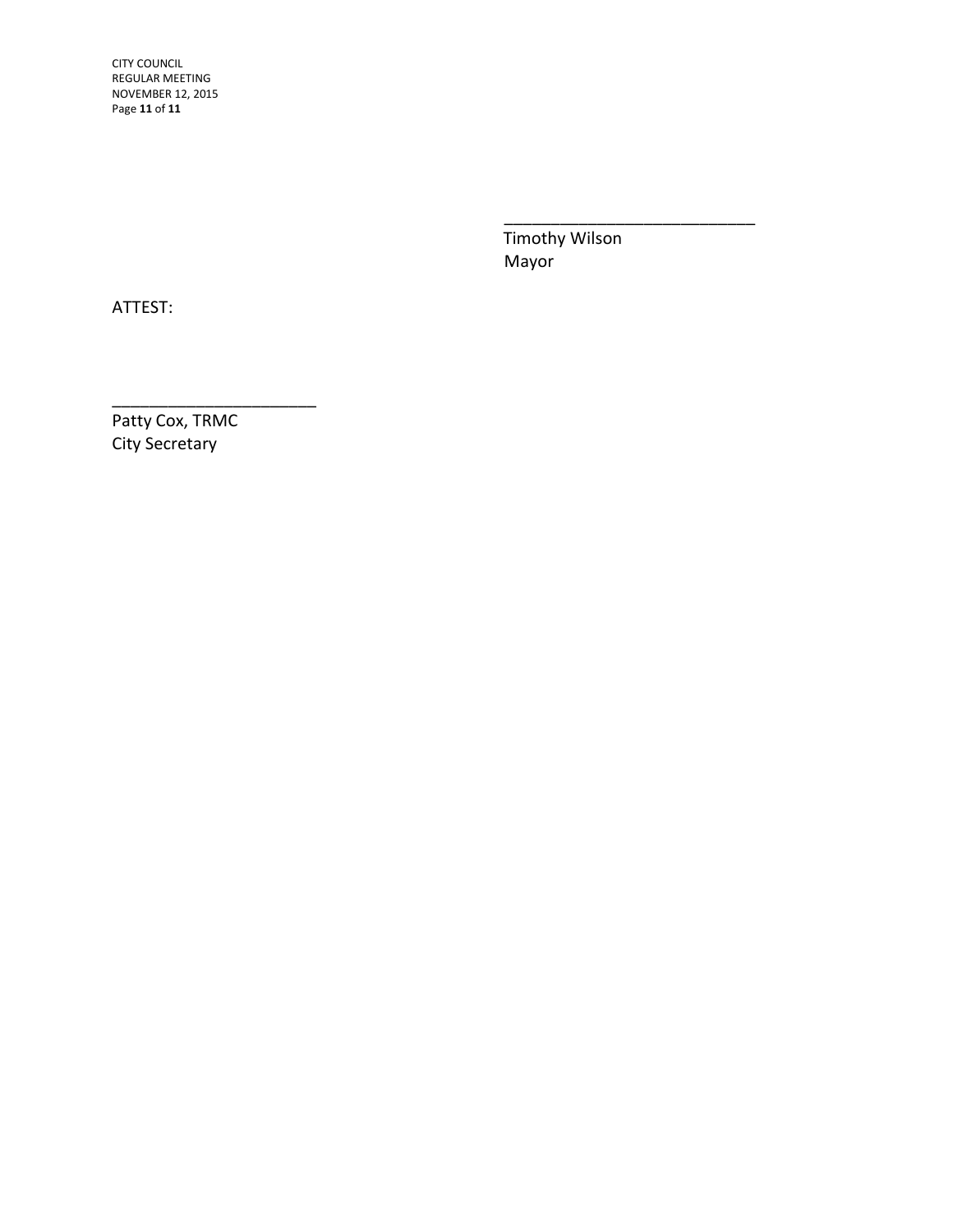\_\_\_\_\_\_\_\_\_\_\_\_\_\_\_\_\_\_\_\_\_\_\_\_\_\_\_\_
Timothy Wilson
Mayor

ATTEST:

\_\_\_\_\_\_\_\_\_\_\_\_\_\_\_\_\_\_\_\_\_\_\_\_\_
Patty Cox, TRMC
City Secretary